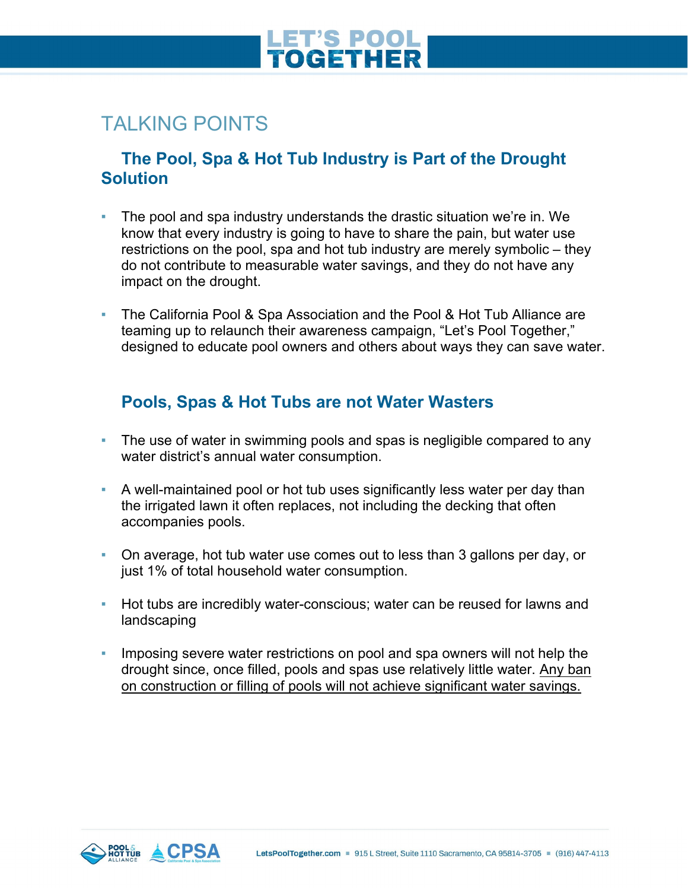# LET'S POOL TOGETHER

## TALKING POINTS

### The Pool, Spa & Hot Tub Industry is Part of the Drought Solution

- The pool and spa industry understands the drastic situation we're in. We know that every industry is going to have to share the pain, but water use restrictions on the pool, spa and hot tub industry are merely symbolic – they do not contribute to measurable water savings, and they do not have any impact on the drought.
- The California Pool & Spa Association and the Pool & Hot Tub Alliance are teaming up to relaunch their awareness campaign, "Let's Pool Together," designed to educate pool owners and others about ways they can save water.

### Pools, Spas & Hot Tubs are not Water Wasters

- The use of water in swimming pools and spas is negligible compared to any water district's annual water consumption.
- A well-maintained pool or hot tub uses significantly less water per day than the irrigated lawn it often replaces, not including the decking that often accompanies pools.
- On average, hot tub water use comes out to less than 3 gallons per day, or just 1% of total household water consumption.
- Hot tubs are incredibly water-conscious; water can be reused for lawns and landscaping
- Imposing severe water restrictions on pool and spa owners will not help the drought since, once filled, pools and spas use relatively little water. <u>Any ban on construction or filling of pools will not achieve significant water savings.</u>

LetsPoolTogether.com ▪ 915 L Street, Suite 1110 Sacramento, CA 95814-3705 ▪ (916) 447-4113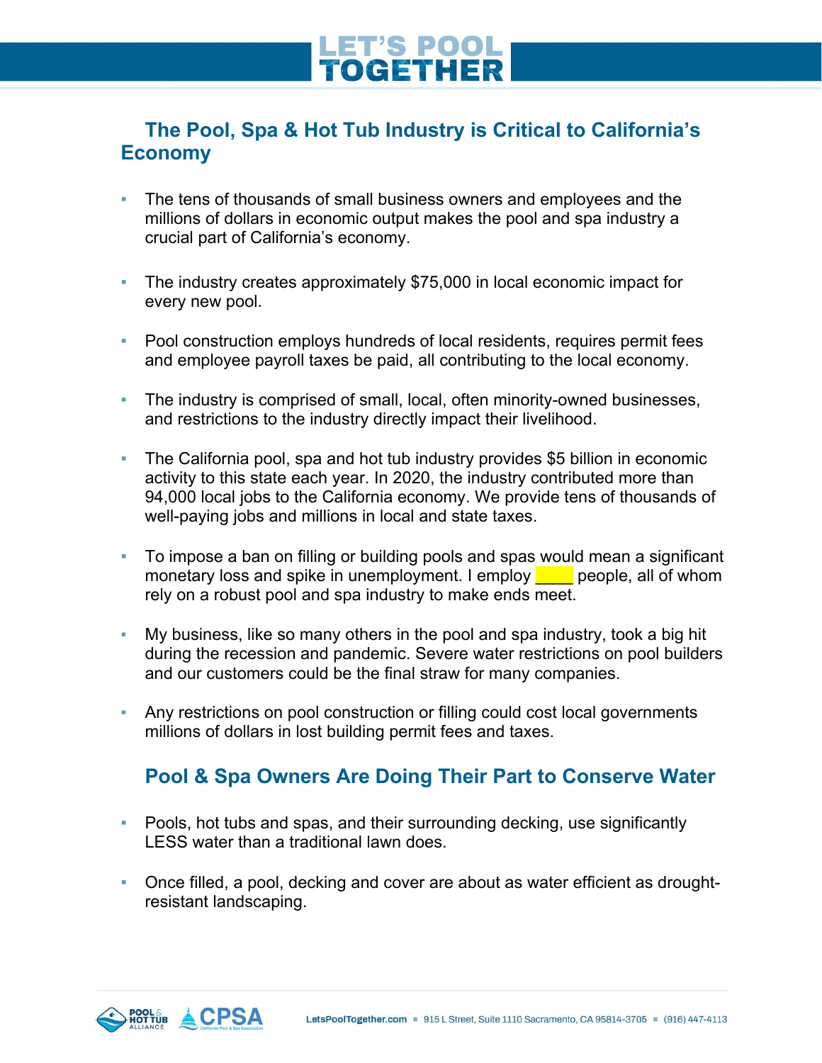## The Pool, Spa & Hot Tub Industry is Critical to California's Economy

- The tens of thousands of small business owners and employees and the millions of dollars in economic output makes the pool and spa industry a crucial part of California's economy.

- The industry creates approximately $75,000 in local economic impact for every new pool.

- Pool construction employs hundreds of local residents, requires permit fees and employee payroll taxes be paid, all contributing to the local economy.

- The industry is comprised of small, local, often minority-owned businesses, and restrictions to the industry directly impact their livelihood.

- The California pool, spa and hot tub industry provides $5 billion in economic activity to this state each year. In 2020, the industry contributed more than 94,000 local jobs to the California economy. We provide tens of thousands of well-paying jobs and millions in local and state taxes.

- To impose a ban on filling or building pools and spas would mean a significant monetary loss and spike in unemployment. I employ ____ people, all of whom rely on a robust pool and spa industry to make ends meet.

- My business, like so many others in the pool and spa industry, took a big hit during the recession and pandemic. Severe water restrictions on pool builders and our customers could be the final straw for many companies.

- Any restrictions on pool construction or filling could cost local governments millions of dollars in lost building permit fees and taxes.

## Pool & Spa Owners Are Doing Their Part to Conserve Water

- Pools, hot tubs and spas, and their surrounding decking, use significantly LESS water than a traditional lawn does.

- Once filled, a pool, decking and cover are about as water efficient as drought-resistant landscaping.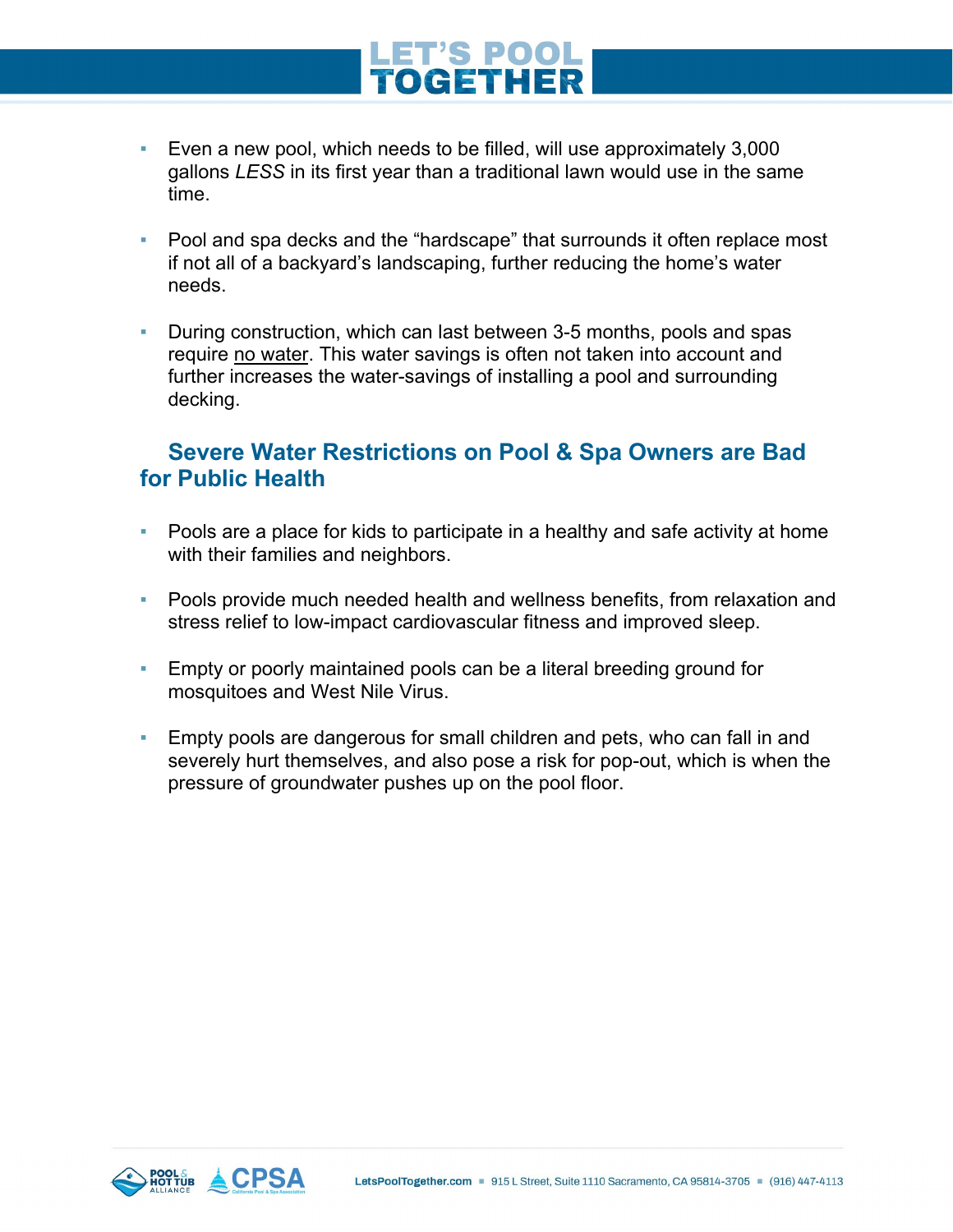- Even a new pool, which needs to be filled, will use approximately 3,000 gallons *LESS* in its first year than a traditional lawn would use in the same time.

- Pool and spa decks and the "hardscape" that surrounds it often replace most if not all of a backyard's landscaping, further reducing the home's water needs.

- During construction, which can last between 3-5 months, pools and spas require no water. This water savings is often not taken into account and further increases the water-savings of installing a pool and surrounding decking.

## Severe Water Restrictions on Pool & Spa Owners are Bad for Public Health

- Pools are a place for kids to participate in a healthy and safe activity at home with their families and neighbors.

- Pools provide much needed health and wellness benefits, from relaxation and stress relief to low-impact cardiovascular fitness and improved sleep.

- Empty or poorly maintained pools can be a literal breeding ground for mosquitoes and West Nile Virus.

- Empty pools are dangerous for small children and pets, who can fall in and severely hurt themselves, and also pose a risk for pop-out, which is when the pressure of groundwater pushes up on the pool floor.